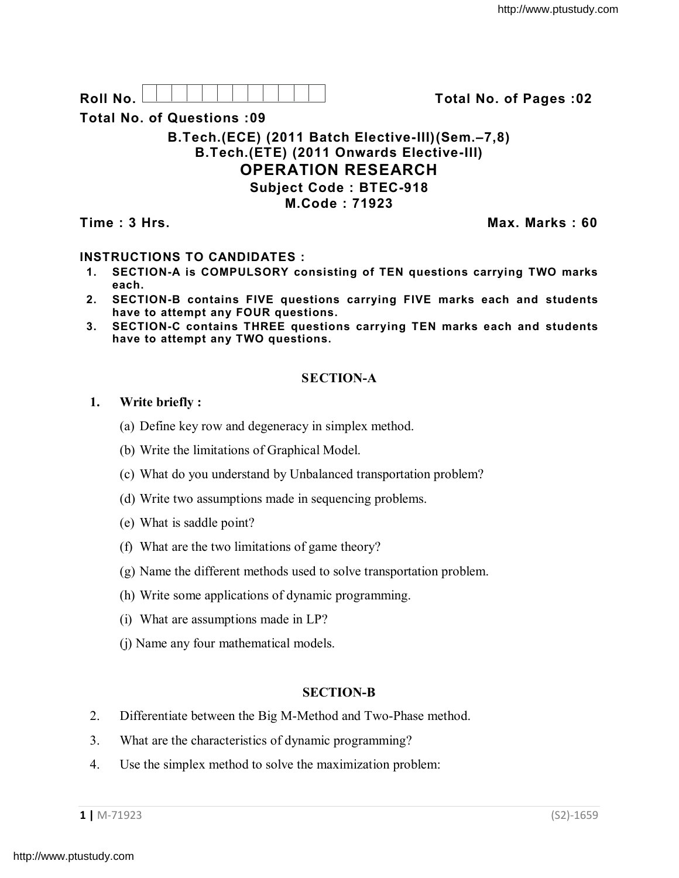**Roll No.** | | | | | | | | | | | | **Total No. of Pages :02**

**Total No. of Questions :09**

**B.Tech.(ECE) (2011 Batch Elective-III)(Sem.–7,8)**
**B.Tech.(ETE) (2011 Onwards Elective-III)**

# OPERATION RESEARCH

**Subject Code : BTEC-918**
**M.Code : 71923**

**Time : 3 Hrs.** **Max. Marks : 60**

**INSTRUCTIONS TO CANDIDATES :**

1. **SECTION-A is COMPULSORY consisting of TEN questions carrying TWO marks each.**
2. **SECTION-B contains FIVE questions carrying FIVE marks each and students have to attempt any FOUR questions.**
3. **SECTION-C contains THREE questions carrying TEN marks each and students have to attempt any TWO questions.**

## SECTION-A

**1. Write briefly :**

(a) Define key row and degeneracy in simplex method.

(b) Write the limitations of Graphical Model.

(c) What do you understand by Unbalanced transportation problem?

(d) Write two assumptions made in sequencing problems.

(e) What is saddle point?

(f) What are the two limitations of game theory?

(g) Name the different methods used to solve transportation problem.

(h) Write some applications of dynamic programming.

(i) What are assumptions made in LP?

(j) Name any four mathematical models.

## SECTION-B

2. Differentiate between the Big M-Method and Two-Phase method.

3. What are the characteristics of dynamic programming?

4. Use the simplex method to solve the maximization problem: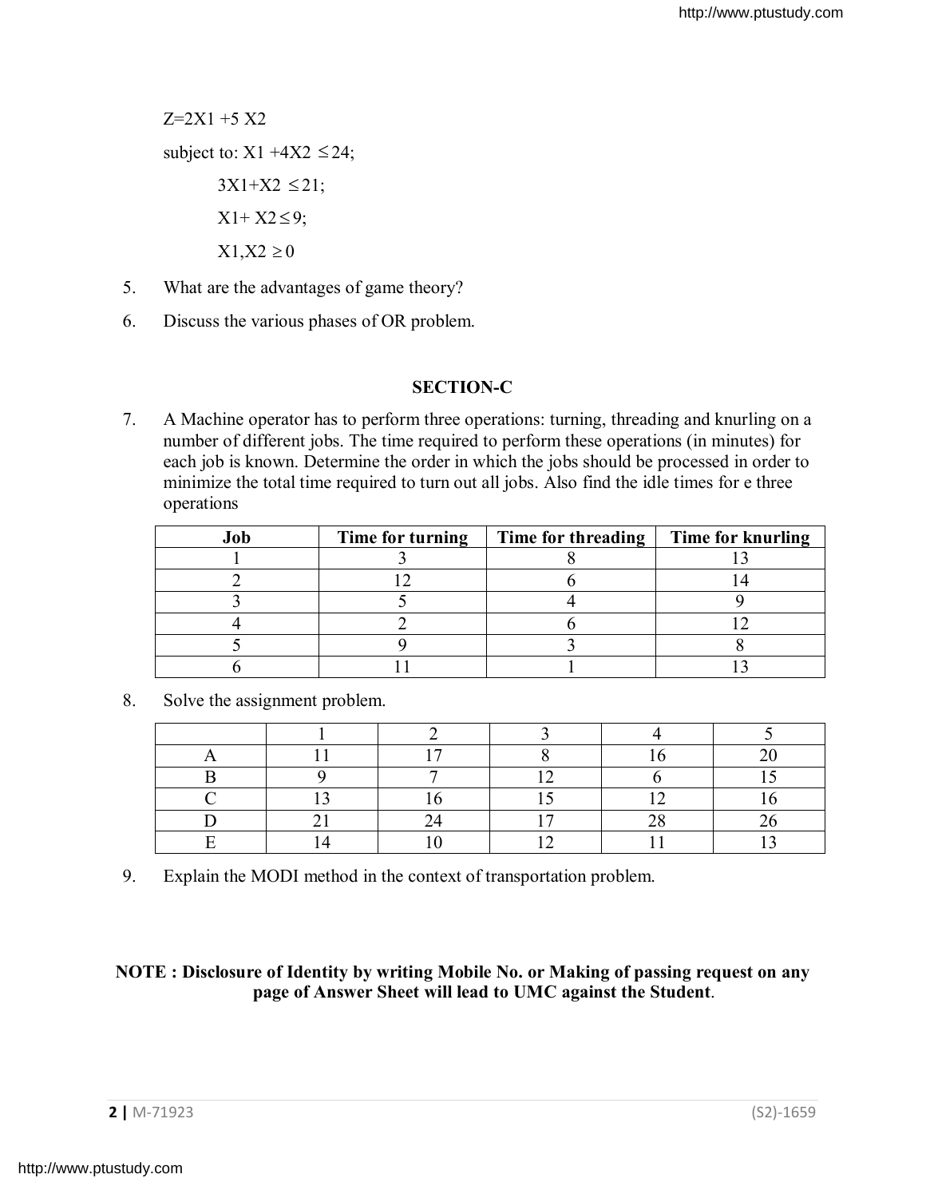$Z = 2X_1 + 5X_2$

subject to: $X_1 + 4X_2 \leq 24$;

$3X_1 + X_2 \leq 21$;

$X_1 + X_2 \leq 9$;

$X_1, X_2 \geq 0$

5. What are the advantages of game theory?

6. Discuss the various phases of OR problem.

## SECTION-C

7. A Machine operator has to perform three operations: turning, threading and knurling on a number of different jobs. The time required to perform these operations (in minutes) for each job is known. Determine the order in which the jobs should be processed in order to minimize the total time required to turn out all jobs. Also find the idle times for e three operations

| Job | Time for turning | Time for threading | Time for knurling |
|---|---|---|---|
| 1 | 3 | 8 | 13 |
| 2 | 12 | 6 | 14 |
| 3 | 5 | 4 | 9 |
| 4 | 2 | 6 | 12 |
| 5 | 9 | 3 | 8 |
| 6 | 11 | 1 | 13 |

8. Solve the assignment problem.

| | 1 | 2 | 3 | 4 | 5 |
|---|---|---|---|---|---|
| A | 11 | 17 | 8 | 16 | 20 |
| B | 9 | 7 | 12 | 6 | 15 |
| C | 13 | 16 | 15 | 12 | 16 |
| D | 21 | 24 | 17 | 28 | 26 |
| E | 14 | 10 | 12 | 11 | 13 |

9. Explain the MODI method in the context of transportation problem.

**NOTE : Disclosure of Identity by writing Mobile No. or Making of passing request on any page of Answer Sheet will lead to UMC against the Student.**